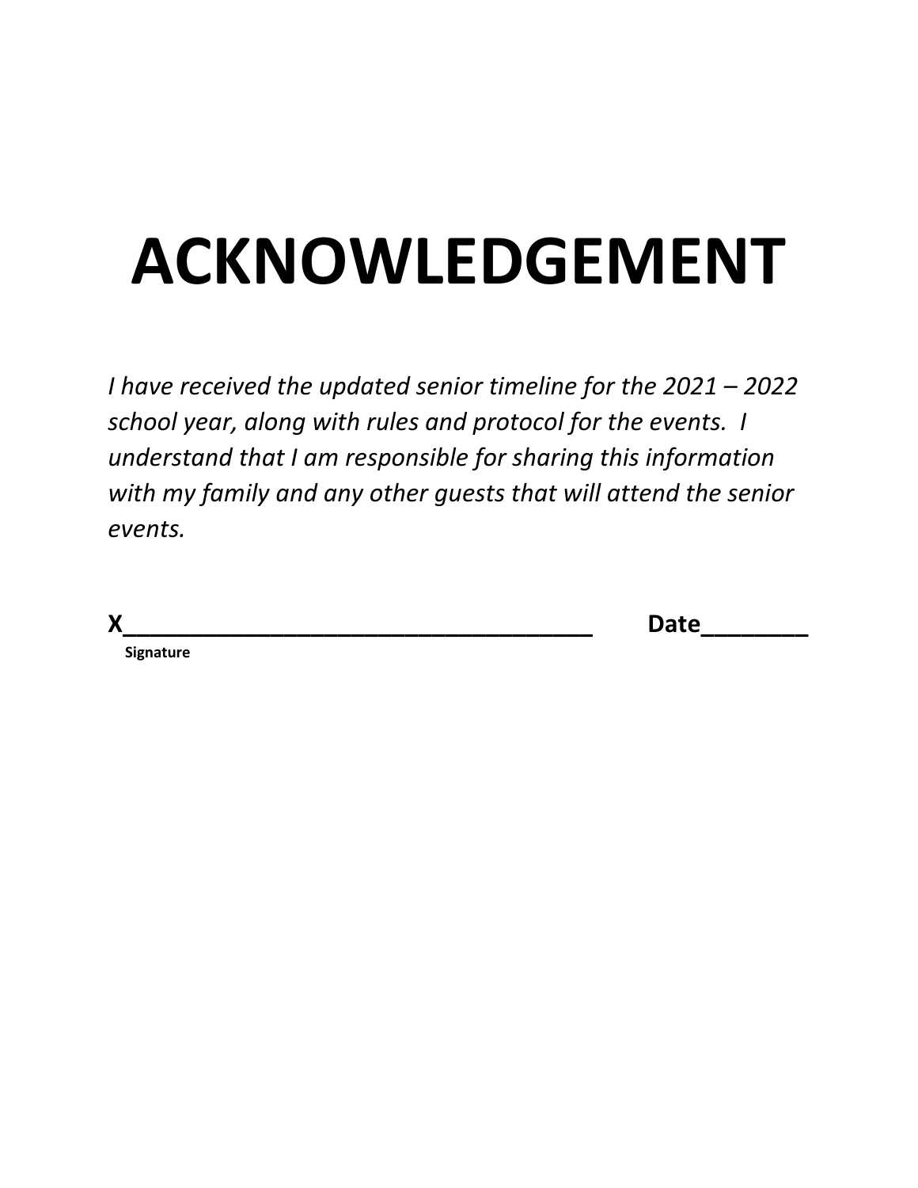# ACKNOWLEDGEMENT

*I have received the updated senior timeline for the 2021 – 2022 school year, along with rules and protocol for the events. I understand that I am responsible for sharing this information with my family and any other guests that will attend the senior events.*

**X___________________________________** **Date________**

**Signature**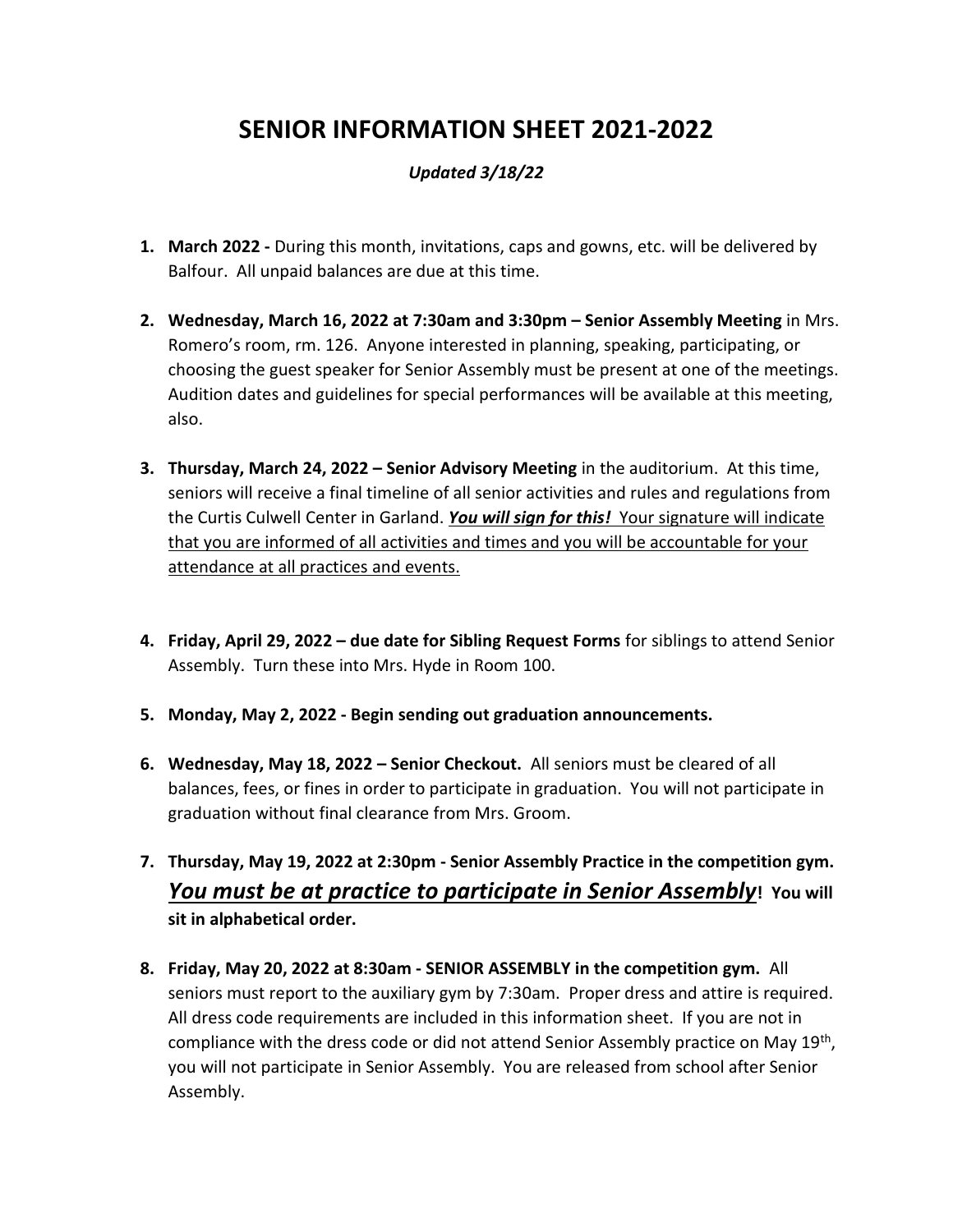# SENIOR INFORMATION SHEET 2021-2022

*Updated 3/18/22*

1. **March 2022 -** During this month, invitations, caps and gowns, etc. will be delivered by Balfour. All unpaid balances are due at this time.

2. **Wednesday, March 16, 2022 at 7:30am and 3:30pm – Senior Assembly Meeting** in Mrs. Romero's room, rm. 126. Anyone interested in planning, speaking, participating, or choosing the guest speaker for Senior Assembly must be present at one of the meetings. Audition dates and guidelines for special performances will be available at this meeting, also.

3. **Thursday, March 24, 2022 – Senior Advisory Meeting** in the auditorium. At this time, seniors will receive a final timeline of all senior activities and rules and regulations from the Curtis Culwell Center in Garland. ***You will sign for this!*** Your signature will indicate that you are informed of all activities and times and you will be accountable for your attendance at all practices and events.

4. **Friday, April 29, 2022 – due date for Sibling Request Forms** for siblings to attend Senior Assembly. Turn these into Mrs. Hyde in Room 100.

5. **Monday, May 2, 2022 - Begin sending out graduation announcements.**

6. **Wednesday, May 18, 2022 – Senior Checkout.** All seniors must be cleared of all balances, fees, or fines in order to participate in graduation. You will not participate in graduation without final clearance from Mrs. Groom.

7. **Thursday, May 19, 2022 at 2:30pm - Senior Assembly Practice in the competition gym.** ***You must be at practice to participate in Senior Assembly*****! You will sit in alphabetical order.**

8. **Friday, May 20, 2022 at 8:30am - SENIOR ASSEMBLY in the competition gym.** All seniors must report to the auxiliary gym by 7:30am. Proper dress and attire is required. All dress code requirements are included in this information sheet. If you are not in compliance with the dress code or did not attend Senior Assembly practice on May 19th, you will not participate in Senior Assembly. You are released from school after Senior Assembly.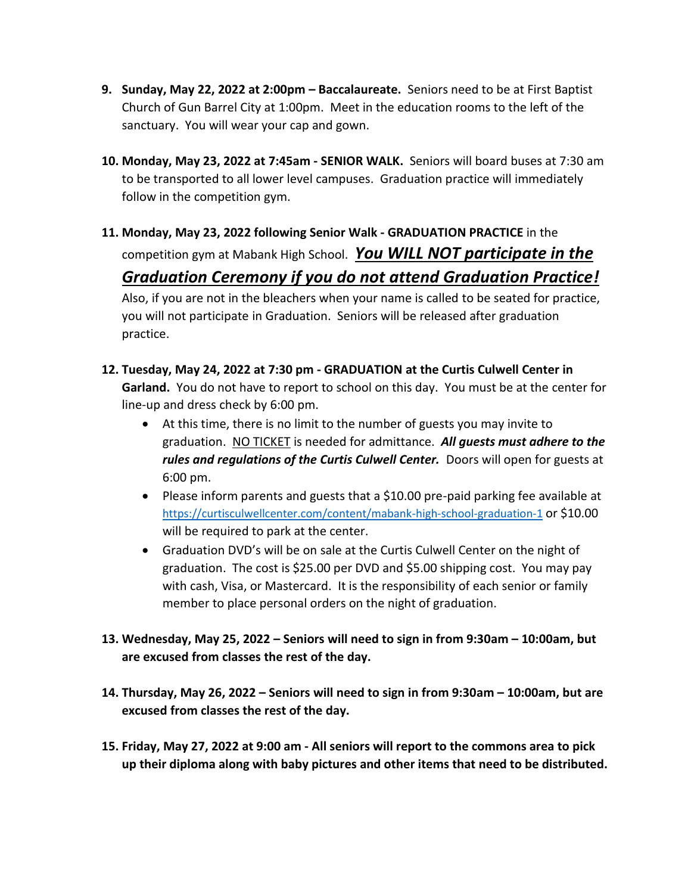9. **Sunday, May 22, 2022 at 2:00pm – Baccalaureate.** Seniors need to be at First Baptist Church of Gun Barrel City at 1:00pm. Meet in the education rooms to the left of the sanctuary. You will wear your cap and gown.

10. **Monday, May 23, 2022 at 7:45am - SENIOR WALK.** Seniors will board buses at 7:30 am to be transported to all lower level campuses. Graduation practice will immediately follow in the competition gym.

11. **Monday, May 23, 2022 following Senior Walk - GRADUATION PRACTICE** in the competition gym at Mabank High School. ***<u>You WILL NOT participate in the Graduation Ceremony if you do not attend Graduation Practice!</u>*** Also, if you are not in the bleachers when your name is called to be seated for practice, you will not participate in Graduation. Seniors will be released after graduation practice.

12. **Tuesday, May 24, 2022 at 7:30 pm - GRADUATION at the Curtis Culwell Center in Garland.** You do not have to report to school on this day. You must be at the center for line-up and dress check by 6:00 pm.
    - At this time, there is no limit to the number of guests you may invite to graduation. <u>NO TICKET</u> is needed for admittance. ***All guests must adhere to the rules and regulations of the Curtis Culwell Center.*** Doors will open for guests at 6:00 pm.
    - Please inform parents and guests that a $10.00 pre-paid parking fee available at https://curtisculwellcenter.com/content/mabank-high-school-graduation-1 or $10.00 will be required to park at the center.
    - Graduation DVD's will be on sale at the Curtis Culwell Center on the night of graduation. The cost is $25.00 per DVD and $5.00 shipping cost. You may pay with cash, Visa, or Mastercard. It is the responsibility of each senior or family member to place personal orders on the night of graduation.

13. **Wednesday, May 25, 2022 – Seniors will need to sign in from 9:30am – 10:00am, but are excused from classes the rest of the day.**

14. **Thursday, May 26, 2022 – Seniors will need to sign in from 9:30am – 10:00am, but are excused from classes the rest of the day.**

15. **Friday, May 27, 2022 at 9:00 am - All seniors will report to the commons area to pick up their diploma along with baby pictures and other items that need to be distributed.**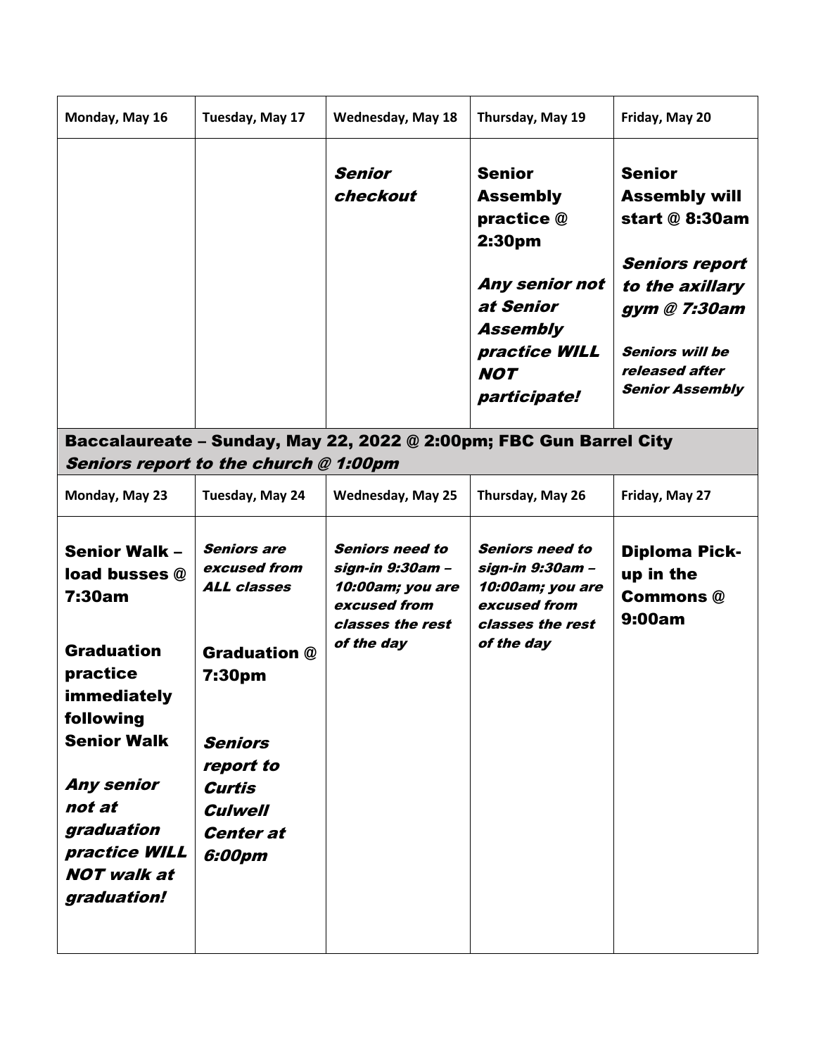| Monday, May 16 | Tuesday, May 17 | Wednesday, May 18 | Thursday, May 19 | Friday, May 20 |
| --- | --- | --- | --- | --- |
| | | ***Senior checkout*** | **Senior Assembly practice @ 2:30pm**<br><br>***Any senior not at Senior Assembly practice WILL NOT participate!*** | **Senior Assembly will start @ 8:30am**<br><br>***Seniors report to the axillary gym @ 7:30am***<br><br>***Seniors will be released after Senior Assembly*** |

**Baccalaureate – Sunday, May 22, 2022 @ 2:00pm; FBC Gun Barrel City**
***Seniors report to the church @ 1:00pm***

| Monday, May 23 | Tuesday, May 24 | Wednesday, May 25 | Thursday, May 26 | Friday, May 27 |
| --- | --- | --- | --- | --- |
| **Senior Walk – load busses @ 7:30am**<br><br>**Graduation practice immediately following Senior Walk**<br><br>***Any senior not at graduation practice WILL NOT walk at graduation!*** | ***Seniors are excused from ALL classes***<br><br>**Graduation @ 7:30pm**<br><br>***Seniors report to Curtis Culwell Center at 6:00pm*** | ***Seniors need to sign-in 9:30am – 10:00am; you are excused from classes the rest of the day*** | ***Seniors need to sign-in 9:30am – 10:00am; you are excused from classes the rest of the day*** | **Diploma Pick-up in the Commons @ 9:00am** |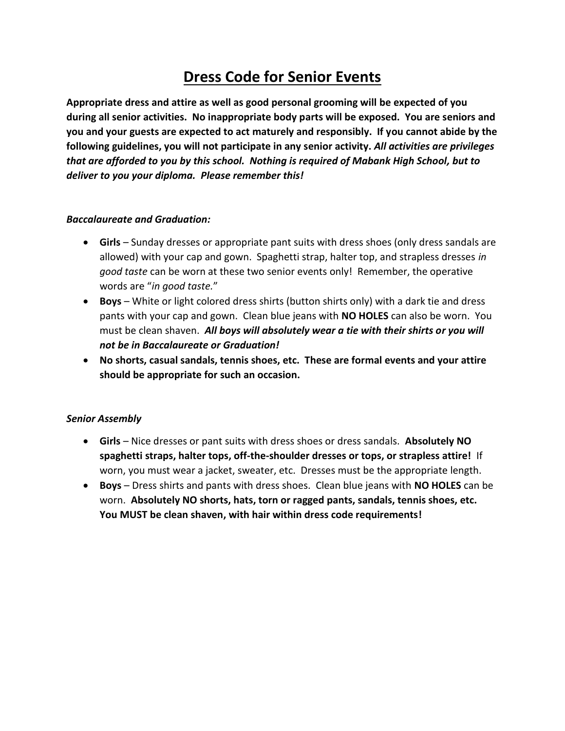# Dress Code for Senior Events

**Appropriate dress and attire as well as good personal grooming will be expected of you during all senior activities. No inappropriate body parts will be exposed. You are seniors and you and your guests are expected to act maturely and responsibly. If you cannot abide by the following guidelines, you will not participate in any senior activity. *All activities are privileges that are afforded to you by this school. Nothing is required of Mabank High School, but to deliver to you your diploma. Please remember this!***

***Baccalaureate and Graduation:***

- **Girls** – Sunday dresses or appropriate pant suits with dress shoes (only dress sandals are allowed) with your cap and gown. Spaghetti strap, halter top, and strapless dresses *in good taste* can be worn at these two senior events only! Remember, the operative words are "*in good taste.*"
- **Boys** – White or light colored dress shirts (button shirts only) with a dark tie and dress pants with your cap and gown. Clean blue jeans with **NO HOLES** can also be worn. You must be clean shaven. ***All boys will absolutely wear a tie with their shirts or you will not be in Baccalaureate or Graduation!***
- **No shorts, casual sandals, tennis shoes, etc. These are formal events and your attire should be appropriate for such an occasion.**

***Senior Assembly***

- **Girls** – Nice dresses or pant suits with dress shoes or dress sandals. **Absolutely NO spaghetti straps, halter tops, off-the-shoulder dresses or tops, or strapless attire!** If worn, you must wear a jacket, sweater, etc. Dresses must be the appropriate length.
- **Boys** – Dress shirts and pants with dress shoes. Clean blue jeans with **NO HOLES** can be worn. **Absolutely NO shorts, hats, torn or ragged pants, sandals, tennis shoes, etc. You MUST be clean shaven, with hair within dress code requirements!**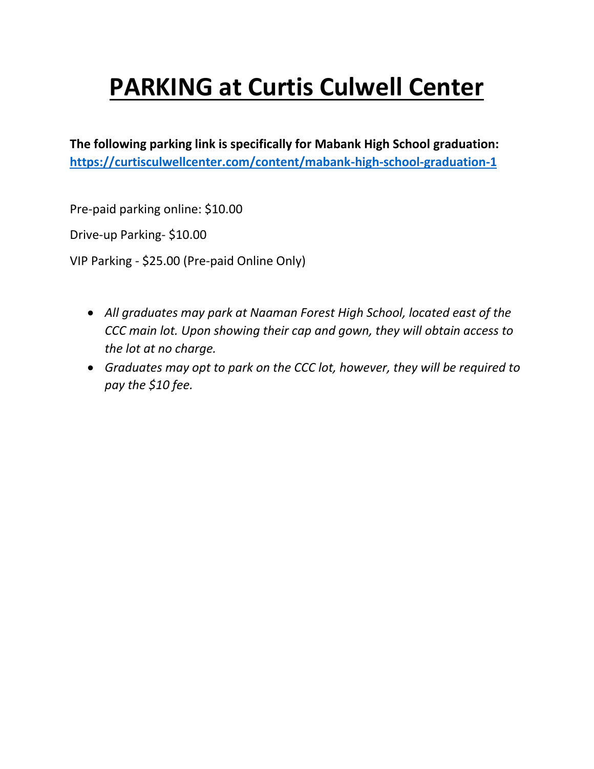# PARKING at Curtis Culwell Center

**The following parking link is specifically for Mabank High School graduation:** [https://curtisculwellcenter.com/content/mabank-high-school-graduation-1](https://curtisculwellcenter.com/content/mabank-high-school-graduation-1)

Pre-paid parking online: $10.00

Drive-up Parking- $10.00

VIP Parking - $25.00 (Pre-paid Online Only)

- *All graduates may park at Naaman Forest High School, located east of the CCC main lot. Upon showing their cap and gown, they will obtain access to the lot at no charge.*
- *Graduates may opt to park on the CCC lot, however, they will be required to pay the $10 fee.*